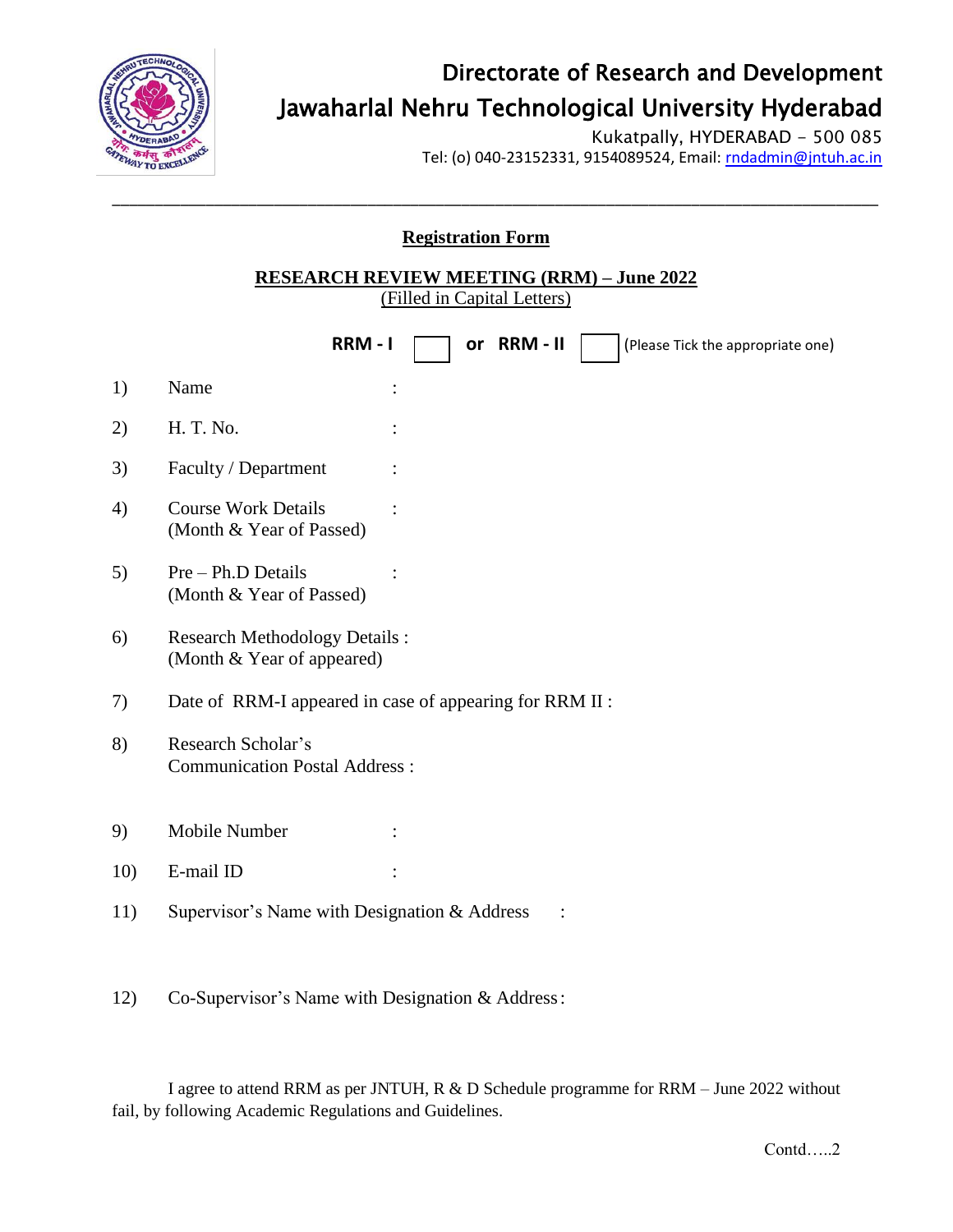# Directorate of Research and Development

## Jawaharlal Nehru Technological University Hyderabad

Kukatpally, HYDERABAD – 500 085

Tel: (o) 040-23152331, 9154089524, Email: rndadmin@jntuh.ac.in

---

## Registration Form

### RESEARCH REVIEW MEETING (RRM) – June 2022

(Filled in Capital Letters)

**RRM - I** ☐ **or RRM - II** ☐ (Please Tick the appropriate one)

1) Name :

2) H. T. No. :

3) Faculty / Department :

4) Course Work Details (Month & Year of Passed) :

5) Pre – Ph.D Details (Month & Year of Passed) :

6) Research Methodology Details : (Month & Year of appeared)

7) Date of RRM-I appeared in case of appearing for RRM II :

8) Research Scholar's Communication Postal Address :

9) Mobile Number :

10) E-mail ID :

11) Supervisor's Name with Designation & Address :

12) Co-Supervisor's Name with Designation & Address :

I agree to attend RRM as per JNTUH, R & D Schedule programme for RRM – June 2022 without fail, by following Academic Regulations and Guidelines.

Contd…..2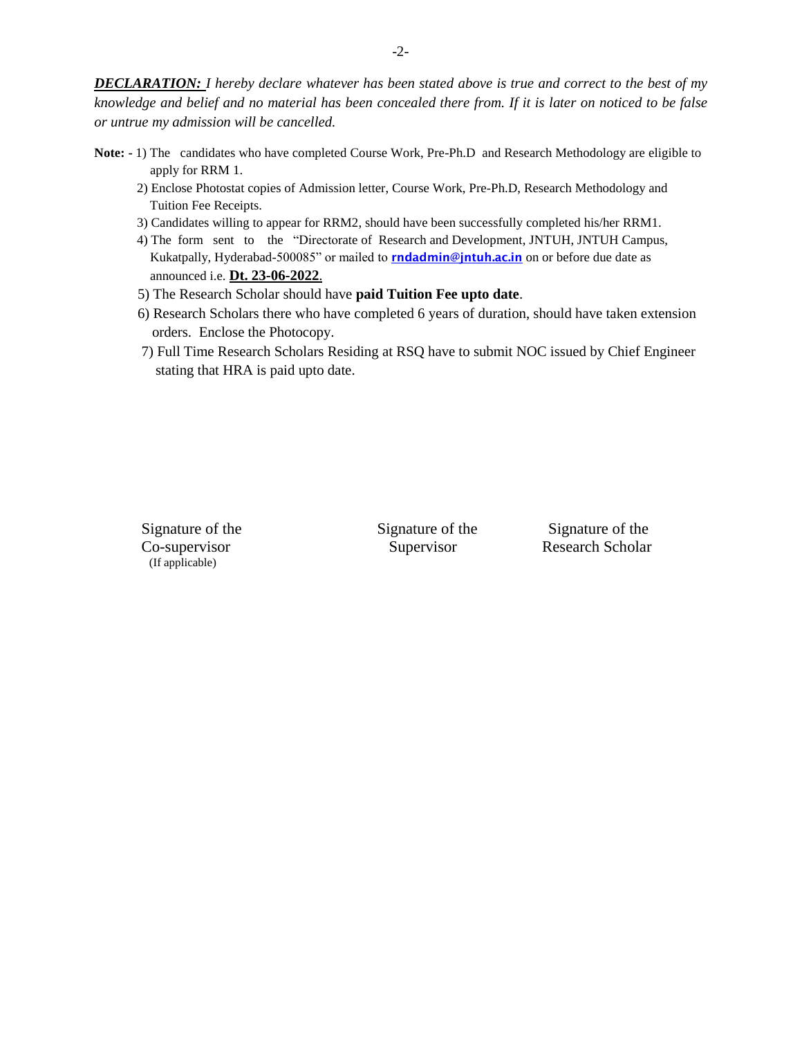***DECLARATION:*** *I hereby declare whatever has been stated above is true and correct to the best of my knowledge and belief and no material has been concealed there from. If it is later on noticed to be false or untrue my admission will be cancelled.*

**Note: -** 1) The candidates who have completed Course Work, Pre-Ph.D and Research Methodology are eligible to apply for RRM 1.

2) Enclose Photostat copies of Admission letter, Course Work, Pre-Ph.D, Research Methodology and Tuition Fee Receipts.

3) Candidates willing to appear for RRM2, should have been successfully completed his/her RRM1.

4) The form sent to the "Directorate of Research and Development, JNTUH, JNTUH Campus, Kukatpally, Hyderabad-500085" or mailed to **rndadmin@jntuh.ac.in** on or before due date as announced i.e. **Dt. 23-06-2022**.

5) The Research Scholar should have **paid Tuition Fee upto date**.

6) Research Scholars there who have completed 6 years of duration, should have taken extension orders. Enclose the Photocopy.

7) Full Time Research Scholars Residing at RSQ have to submit NOC issued by Chief Engineer stating that HRA is paid upto date.

| | | |
|---|---|---|
| Signature of the Co-supervisor (If applicable) | Signature of the Supervisor | Signature of the Research Scholar |